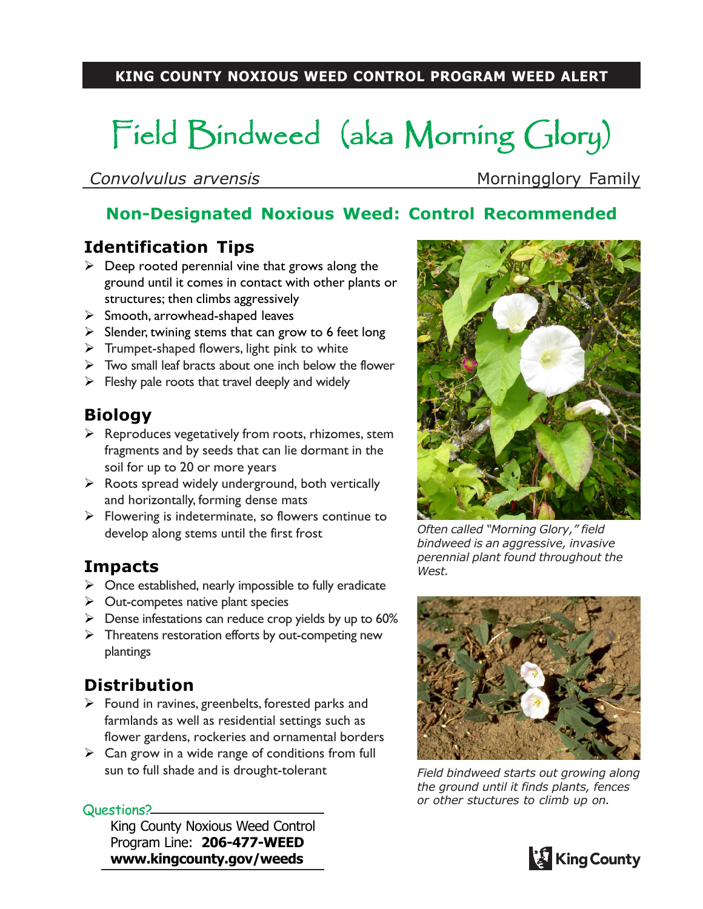**KING COUNTY NOXIOUS WEED CONTROL PROGRAM WEED ALERT**

# Field Bindweed (aka Morning Glory)

*Convolvulus arvensis* — Morningglory Family

## Non-Designated Noxious Weed: Control Recommended

### Identification Tips

- Deep rooted perennial vine that grows along the ground until it comes in contact with other plants or structures; then climbs aggressively
- Smooth, arrowhead-shaped leaves
- Slender, twining stems that can grow to 6 feet long
- Trumpet-shaped flowers, light pink to white
- Two small leaf bracts about one inch below the flower
- Fleshy pale roots that travel deeply and widely

### Biology

- Reproduces vegetatively from roots, rhizomes, stem fragments and by seeds that can lie dormant in the soil for up to 20 or more years
- Roots spread widely underground, both vertically and horizontally, forming dense mats
- Flowering is indeterminate, so flowers continue to develop along stems until the first frost

### Impacts

- Once established, nearly impossible to fully eradicate
- Out-competes native plant species
- Dense infestations can reduce crop yields by up to 60%
- Threatens restoration efforts by out-competing new plantings

### Distribution

- Found in ravines, greenbelts, forested parks and farmlands as well as residential settings such as flower gardens, rockeries and ornamental borders
- Can grow in a wide range of conditions from full sun to full shade and is drought-tolerant

*Often called "Morning Glory," field bindweed is an aggressive, invasive perennial plant found throughout the West.*

*Field bindweed starts out growing along the ground until it finds plants, fences or other stuctures to climb up on.*

Questions?

King County Noxious Weed Control
Program Line: **206-477-WEED**
**www.kingcounty.gov/weeds**

King County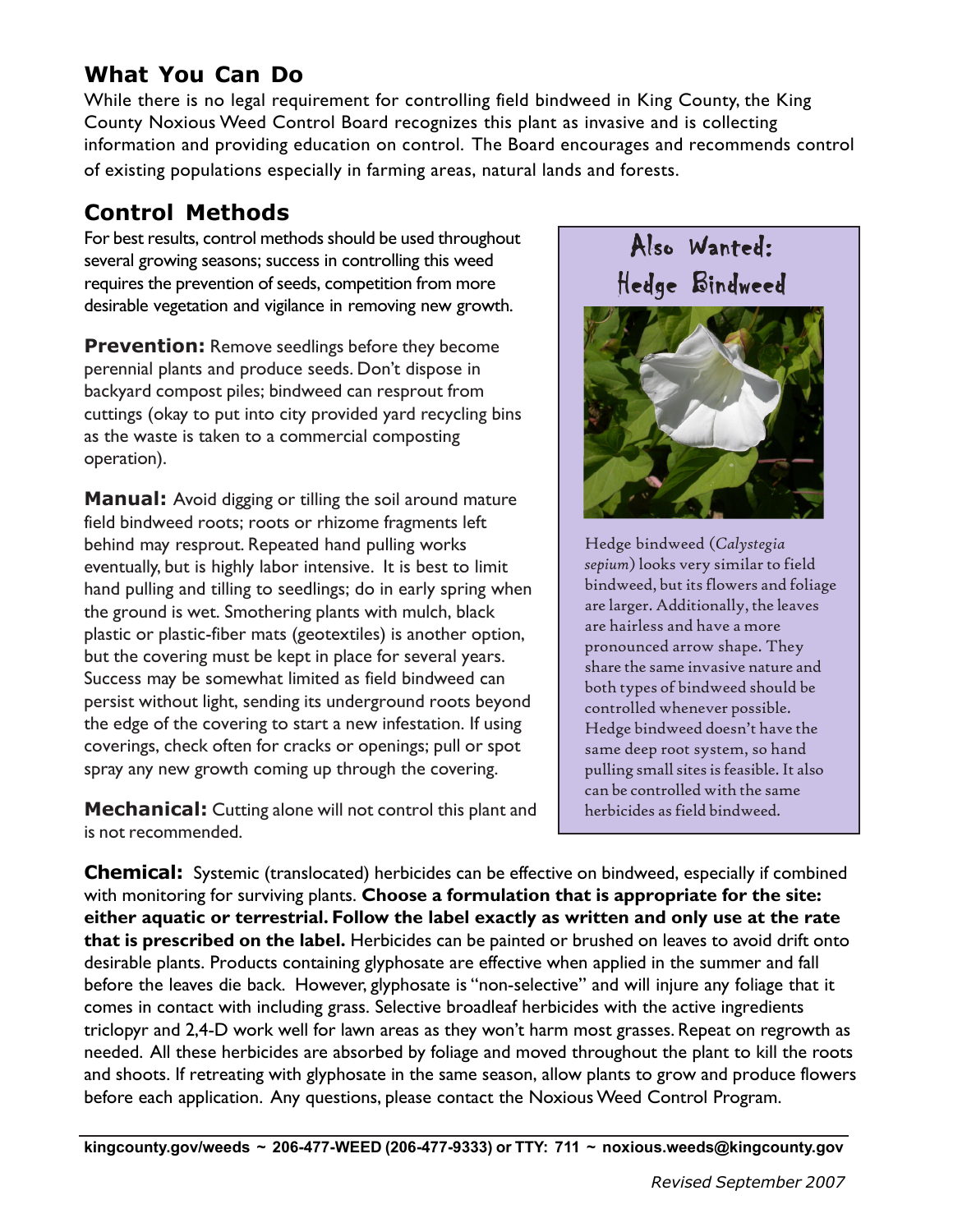## What You Can Do

While there is no legal requirement for controlling field bindweed in King County, the King County Noxious Weed Control Board recognizes this plant as invasive and is collecting information and providing education on control. The Board encourages and recommends control of existing populations especially in farming areas, natural lands and forests.

## Control Methods

For best results, control methods should be used throughout several growing seasons; success in controlling this weed requires the prevention of seeds, competition from more desirable vegetation and vigilance in removing new growth.

**Prevention:** Remove seedlings before they become perennial plants and produce seeds. Don't dispose in backyard compost piles; bindweed can resprout from cuttings (okay to put into city provided yard recycling bins as the waste is taken to a commercial composting operation).

**Manual:** Avoid digging or tilling the soil around mature field bindweed roots; roots or rhizome fragments left behind may resprout. Repeated hand pulling works eventually, but is highly labor intensive. It is best to limit hand pulling and tilling to seedlings; do in early spring when the ground is wet. Smothering plants with mulch, black plastic or plastic-fiber mats (geotextiles) is another option, but the covering must be kept in place for several years. Success may be somewhat limited as field bindweed can persist without light, sending its underground roots beyond the edge of the covering to start a new infestation. If using coverings, check often for cracks or openings; pull or spot spray any new growth coming up through the covering.

**Mechanical:** Cutting alone will not control this plant and is not recommended.

### Also Wanted: Hedge Bindweed

Hedge bindweed (*Calystegia sepium*) looks very similar to field bindweed, but its flowers and foliage are larger. Additionally, the leaves are hairless and have a more pronounced arrow shape. They share the same invasive nature and both types of bindweed should be controlled whenever possible. Hedge bindweed doesn't have the same deep root system, so hand pulling small sites is feasible. It also can be controlled with the same herbicides as field bindweed.

**Chemical:** Systemic (translocated) herbicides can be effective on bindweed, especially if combined with monitoring for surviving plants. **Choose a formulation that is appropriate for the site: either aquatic or terrestrial. Follow the label exactly as written and only use at the rate that is prescribed on the label.** Herbicides can be painted or brushed on leaves to avoid drift onto desirable plants. Products containing glyphosate are effective when applied in the summer and fall before the leaves die back. However, glyphosate is "non-selective" and will injure any foliage that it comes in contact with including grass. Selective broadleaf herbicides with the active ingredients triclopyr and 2,4-D work well for lawn areas as they won't harm most grasses. Repeat on regrowth as needed. All these herbicides are absorbed by foliage and moved throughout the plant to kill the roots and shoots. If retreating with glyphosate in the same season, allow plants to grow and produce flowers before each application. Any questions, please contact the Noxious Weed Control Program.

**kingcounty.gov/weeds ~ 206-477-WEED (206-477-9333) or TTY: 711 ~ noxious.weeds@kingcounty.gov**

*Revised September 2007*